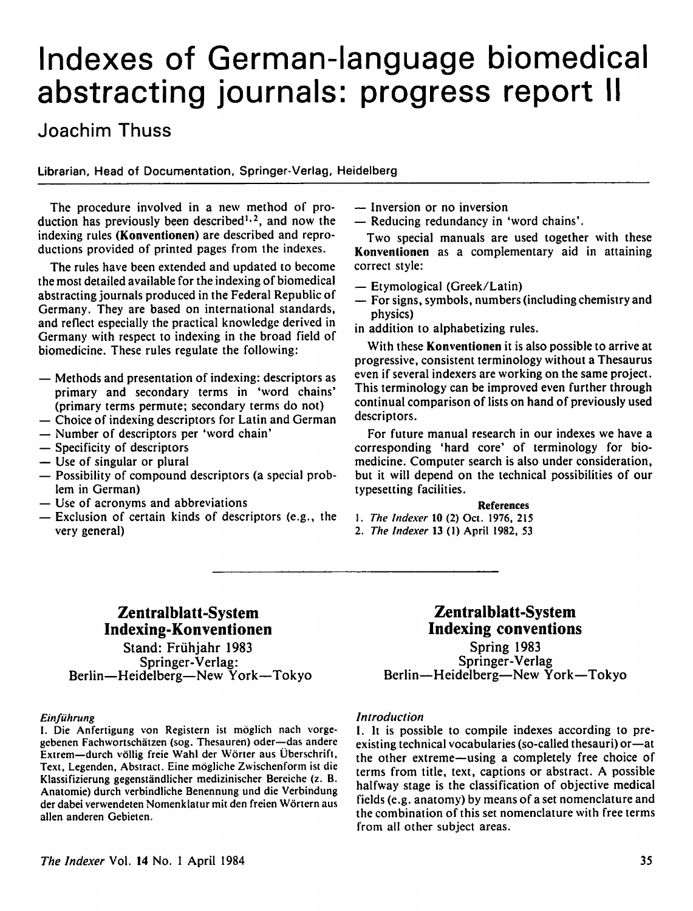# Indexes of German-language biomedical abstracting journals: progress report II

## Joachim Thuss

Librarian, Head of Documentation, Springer-Verlag, Heidelberg

The procedure involved in a new method of production has previously been described[1,2], and now the indexing rules (**Konventionen**) are described and reproductions provided of printed pages from the indexes.

The rules have been extended and updated to become the most detailed available for the indexing of biomedical abstracting journals produced in the Federal Republic of Germany. They are based on international standards, and reflect especially the practical knowledge derived in Germany with respect to indexing in the broad field of biomedicine. These rules regulate the following:

- Methods and presentation of indexing: descriptors as primary and secondary terms in 'word chains' (primary terms permute; secondary terms do not)
- Choice of indexing descriptors for Latin and German
- Number of descriptors per 'word chain'
- Specificity of descriptors
- Use of singular or plural
- Possibility of compound descriptors (a special problem in German)
- Use of acronyms and abbreviations
- Exclusion of certain kinds of descriptors (e.g., the very general)
- Inversion or no inversion
- Reducing redundancy in 'word chains'.

Two special manuals are used together with these **Konventionen** as a complementary aid in attaining correct style:

- Etymological (Greek/Latin)
- For signs, symbols, numbers (including chemistry and physics)

in addition to alphabetizing rules.

With these **Konventionen** it is also possible to arrive at progressive, consistent terminology without a Thesaurus even if several indexers are working on the same project. This terminology can be improved even further through continual comparison of lists on hand of previously used descriptors.

For future manual research in our indexes we have a corresponding 'hard core' of terminology for biomedicine. Computer search is also under consideration, but it will depend on the technical possibilities of our typesetting facilities.

### References

1. *The Indexer* **10** (2) Oct. 1976, 215
2. *The Indexer* **13** (1) April 1982, 53

---

## Zentralblatt-System Indexing-Konventionen

Stand: Frühjahr 1983
Springer-Verlag:
Berlin—Heidelberg—New York—Tokyo

*Einführung*

I. Die Anfertigung von Registern ist möglich nach vorgegebenen Fachwortschätzen (sog. Thesauren) oder—das andere Extrem—durch völlig freie Wahl der Wörter aus Überschrift, Text, Legenden, Abstract. Eine mögliche Zwischenform ist die Klassifizierung gegenständlicher medizinischer Bereiche (z. B. Anatomie) durch verbindliche Benennung und die Verbindung der dabei verwendeten Nomenklatur mit den freien Wörtern aus allen anderen Gebieten.

## Zentralblatt-System Indexing conventions

Spring 1983
Springer-Verlag
Berlin—Heidelberg—New York—Tokyo

*Introduction*

I. It is possible to compile indexes according to pre-existing technical vocabularies (so-called thesauri) or—at the other extreme—using a completely free choice of terms from title, text, captions or abstract. A possible halfway stage is the classification of objective medical fields (e.g. anatomy) by means of a set nomenclature and the combination of this set nomenclature with free terms from all other subject areas.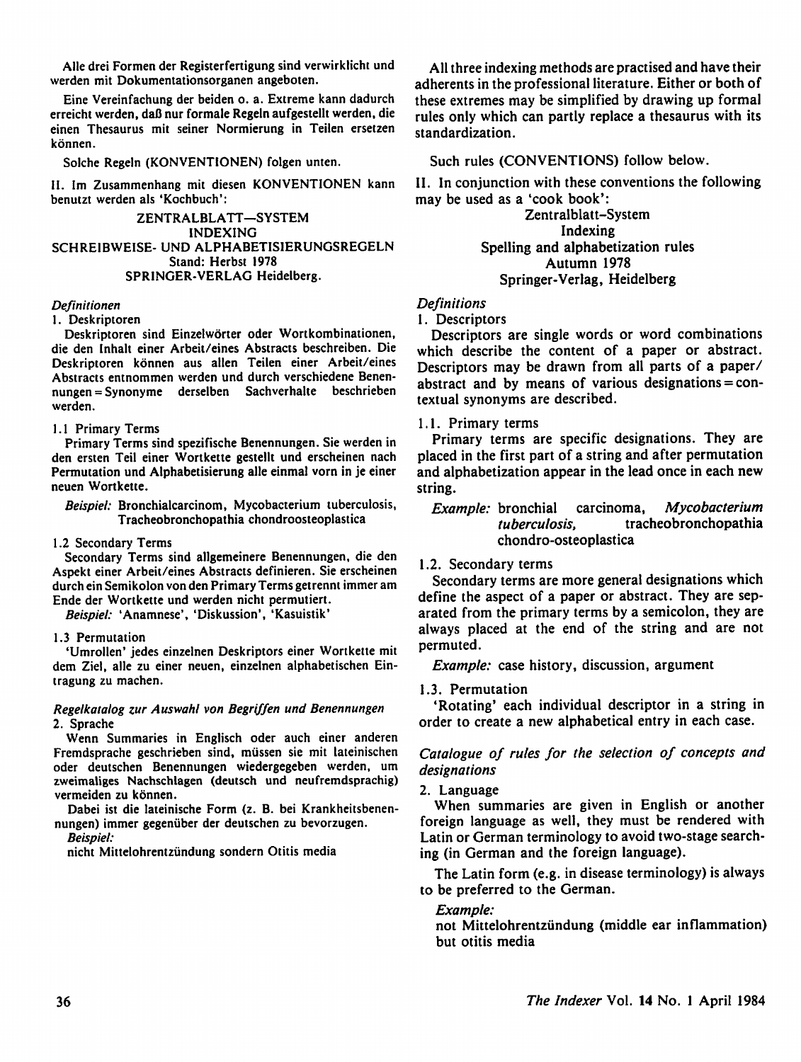Alle drei Formen der Registerfertigung sind verwirklicht und werden mit Dokumentationsorganen angeboten.

Eine Vereinfachung der beiden o. a. Extreme kann dadurch erreicht werden, daß nur formale Regeln aufgestellt werden, die einen Thesaurus mit seiner Normierung in Teilen ersetzen können.

Solche Regeln (KONVENTIONEN) folgen unten.

II. Im Zusammenhang mit diesen KONVENTIONEN kann benutzt werden als 'Kochbuch':

ZENTRALBLATT—SYSTEM
INDEXING
SCHREIBWEISE- UND ALPHABETISIERUNGSREGELN
Stand: Herbst 1978
SPRINGER-VERLAG Heidelberg.

*Definitionen*

1. Deskriptoren

Deskriptoren sind Einzelwörter oder Wortkombinationen, die den Inhalt einer Arbeit/eines Abstracts beschreiben. Die Deskriptoren können aus allen Teilen einer Arbeit/eines Abstracts entnommen werden und durch verschiedene Benennungen = Synonyme derselben Sachverhalte beschrieben werden.

1.1 Primary Terms

Primary Terms sind spezifische Benennungen. Sie werden in den ersten Teil einer Wortkette gestellt und erscheinen nach Permutation und Alphabetisierung alle einmal vorn in je einer neuen Wortkette.

*Beispiel:* Bronchialcarcinom, Mycobacterium tuberculosis, Tracheobronchopathia chondroosteoplastica

1.2 Secondary Terms

Secondary Terms sind allgemeinere Benennungen, die den Aspekt einer Arbeit/eines Abstracts definieren. Sie erscheinen durch ein Semikolon von den Primary Terms getrennt immer am Ende der Wortkette und werden nicht permutiert.

*Beispiel:* 'Anamnese', 'Diskussion', 'Kasuistik'

1.3 Permutation

'Umrollen' jedes einzelnen Deskriptors einer Wortkette mit dem Ziel, alle zu einer neuen, einzelnen alphabetischen Eintragung zu machen.

*Regelkatalog zur Auswahl von Begriffen und Benennungen*

2. Sprache

Wenn Summaries in Englisch oder auch einer anderen Fremdsprache geschrieben sind, müssen sie mit lateinischen oder deutschen Benennungen wiedergegeben werden, um zweimaliges Nachschlagen (deutsch und neufremdsprachig) vermeiden zu können.

Dabei ist die lateinische Form (z. B. bei Krankheitsbenennungen) immer gegenüber der deutschen zu bevorzugen.

*Beispiel:*

nicht Mittelohrentzündung sondern Otitis media

All three indexing methods are practised and have their adherents in the professional literature. Either or both of these extremes may be simplified by drawing up formal rules only which can partly replace a thesaurus with its standardization.

Such rules (CONVENTIONS) follow below.

II. In conjunction with these conventions the following may be used as a 'cook book':

Zentralblatt-System
Indexing
Spelling and alphabetization rules
Autumn 1978
Springer-Verlag, Heidelberg

*Definitions*

1. Descriptors

Descriptors are single words or word combinations which describe the content of a paper or abstract. Descriptors may be drawn from all parts of a paper/abstract and by means of various designations = contextual synonyms are described.

1.1. Primary terms

Primary terms are specific designations. They are placed in the first part of a string and after permutation and alphabetization appear in the lead once in each new string.

*Example:* bronchial carcinoma, *Mycobacterium tuberculosis,* tracheobronchopathia chondro-osteoplastica

1.2. Secondary terms

Secondary terms are more general designations which define the aspect of a paper or abstract. They are separated from the primary terms by a semicolon, they are always placed at the end of the string and are not permuted.

*Example:* case history, discussion, argument

1.3. Permutation

'Rotating' each individual descriptor in a string in order to create a new alphabetical entry in each case.

*Catalogue of rules for the selection of concepts and designations*

2. Language

When summaries are given in English or another foreign language as well, they must be rendered with Latin or German terminology to avoid two-stage searching (in German and the foreign language).

The Latin form (e.g. in disease terminology) is always to be preferred to the German.

*Example:*

not Mittelohrentzündung (middle ear inflammation) but otitis media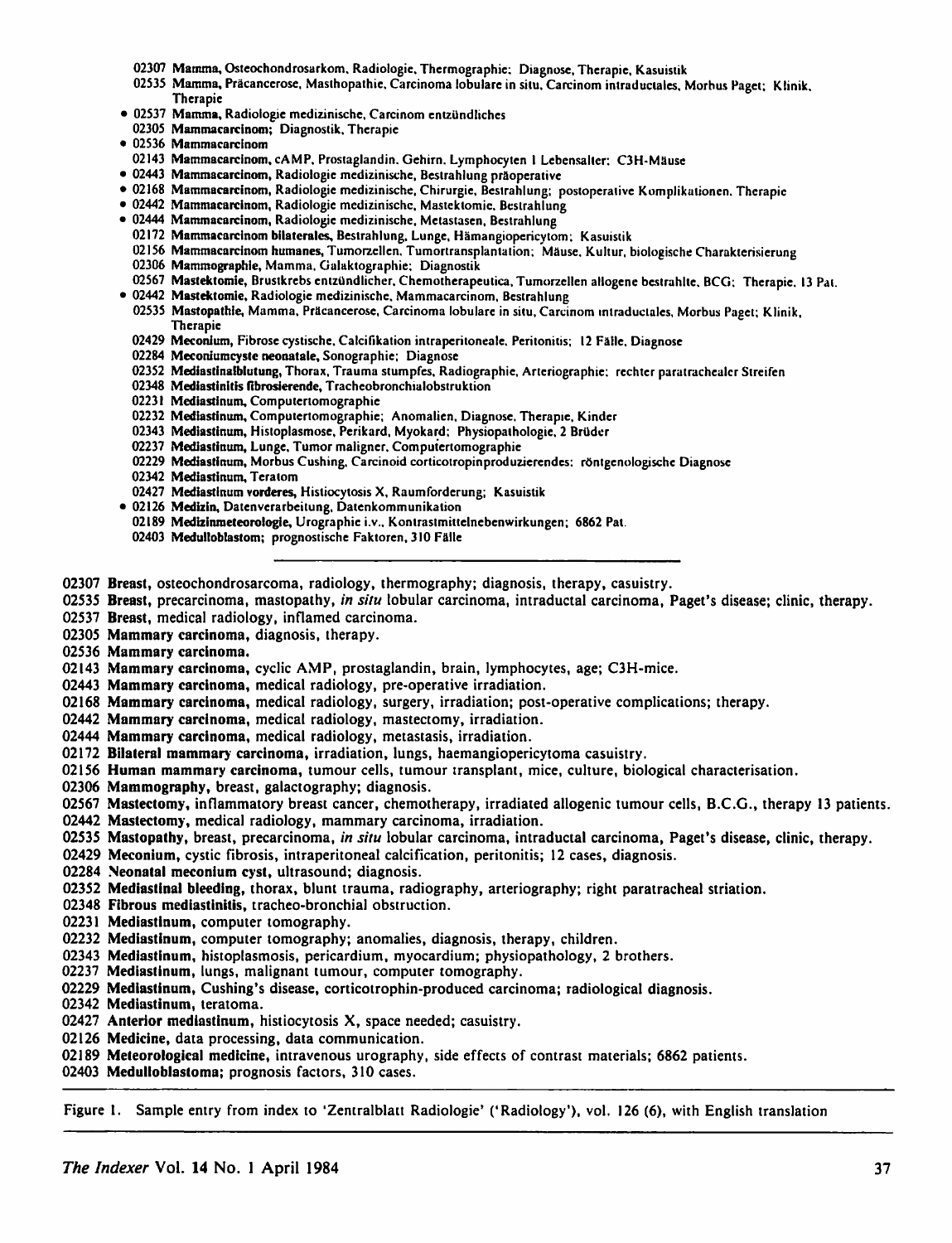02307 **Mamma,** Osteochondrosarkom, Radiologie, Thermographie; Diagnose, Therapie, Kasuistik
02535 **Mamma,** Präcancerose, Masthopathie, Carcinoma lobulare in situ, Carcinom intraductales, Morbus Paget; Klinik, Therapie
• 02537 **Mamma,** Radiologie medizinische, Carcinom entzündliches
02305 **Mammacarcinom;** Diagnostik, Therapie
• 02536 **Mammacarcinom**
02143 **Mammacarcinom,** cAMP, Prostaglandin, Gehirn, Lymphocyten I Lebensalter; C3H-Mäuse
• 02443 **Mammacarcinom,** Radiologie medizinische, Bestrahlung präoperative
• 02168 **Mammacarcinom,** Radiologie medizinische, Chirurgie, Bestrahlung; postoperative Komplikationen, Therapie
• 02442 **Mammacarcinom,** Radiologie medizinische, Mastektomie, Bestrahlung
• 02444 **Mammacarcinom,** Radiologie medizinische, Metastasen, Bestrahlung
02172 **Mammacarcinom bilaterales,** Bestrahlung, Lunge, Hämangiopericytom; Kasuistik
02156 **Mammacarcinom humanes,** Tumorzellen, Tumortransplantation; Mäuse, Kultur, biologische Charakterisierung
02306 **Mammographie,** Mamma, Galaktographie; Diagnostik
02567 **Mastektomie,** Brustkrebs entzündlicher, Chemotherapeutica, Tumorzellen allogene bestrahlte, BCG; Therapie, 13 Pat.
• 02442 **Mastektomie,** Radiologie medizinische, Mammacarcinom, Bestrahlung
02535 **Mastopathie,** Mamma, Präcancerose, Carcinoma lobulare in situ, Carcinom intraductales, Morbus Paget; Klinik, Therapie
02429 **Meconium,** Fibrose cystische, Calcifikation intraperitoneale, Peritonitis; 12 Fälle, Diagnose
02284 **Meconiumcyste neonatale,** Sonographie; Diagnose
02352 **Mediastinalblutung,** Thorax, Trauma stumpfes, Radiographie, Arteriographie; rechter paratrachealer Streifen
02348 **Mediastinitis fibrosierende,** Tracheobronchialobstruktion
02231 **Mediastinum,** Computertomographie
02232 **Mediastinum,** Computertomographie; Anomalien, Diagnose, Therapie, Kinder
02343 **Mediastinum,** Histoplasmose, Perikard, Myokard; Physiopathologie, 2 Brüder
02237 **Mediastinum,** Lunge, Tumor maligner, Computertomographie
02229 **Mediastinum,** Morbus Cushing, Carcinoid corticotropinproduzierendes; röntgenologische Diagnose
02342 **Mediastinum,** Teratom
02427 **Mediastinum vorderes,** Histiocytosis X, Raumforderung; Kasuistik
• 02126 **Medizin,** Datenverarbeitung, Datenkommunikation
02189 **Medizinmeteorologie,** Urographie i.v., Kontrastmittelnebenwirkungen; 6862 Pat.
02403 **Medulloblastom;** prognostische Faktoren, 310 Fälle

---

02307 **Breast,** osteochondrosarcoma, radiology, thermography; diagnosis, therapy, casuistry.
02535 **Breast,** precarcinoma, mastopathy, *in situ* lobular carcinoma, intraductal carcinoma, Paget's disease; clinic, therapy.
02537 **Breast,** medical radiology, inflamed carcinoma.
02305 **Mammary carcinoma,** diagnosis, therapy.
02536 **Mammary carcinoma.**
02143 **Mammary carcinoma,** cyclic AMP, prostaglandin, brain, lymphocytes, age; C3H-mice.
02443 **Mammary carcinoma,** medical radiology, pre-operative irradiation.
02168 **Mammary carcinoma,** medical radiology, surgery, irradiation; post-operative complications; therapy.
02442 **Mammary carcinoma,** medical radiology, mastectomy, irradiation.
02444 **Mammary carcinoma,** medical radiology, metastasis, irradiation.
02172 **Bilateral mammary carcinoma,** irradiation, lungs, haemangiopericytoma casuistry.
02156 **Human mammary carcinoma,** tumour cells, tumour transplant, mice, culture, biological characterisation.
02306 **Mammography,** breast, galactography; diagnosis.
02567 **Mastectomy,** inflammatory breast cancer, chemotherapy, irradiated allogenic tumour cells, B.C.G., therapy 13 patients.
02442 **Mastectomy,** medical radiology, mammary carcinoma, irradiation.
02535 **Mastopathy,** breast, precarcinoma, *in situ* lobular carcinoma, intraductal carcinoma, Paget's disease, clinic, therapy.
02429 **Meconium,** cystic fibrosis, intraperitoneal calcification, peritonitis; 12 cases, diagnosis.
02284 **Neonatal meconium cyst,** ultrasound; diagnosis.
02352 **Mediastinal bleeding,** thorax, blunt trauma, radiography, arteriography; right paratracheal striation.
02348 **Fibrous mediastinitis,** tracheo-bronchial obstruction.
02231 **Mediastinum,** computer tomography.
02232 **Mediastinum,** computer tomography; anomalies, diagnosis, therapy, children.
02343 **Mediastinum,** histoplasmosis, pericardium, myocardium; physiopathology, 2 brothers.
02237 **Mediastinum,** lungs, malignant tumour, computer tomography.
02229 **Mediastinum,** Cushing's disease, corticotrophin-produced carcinoma; radiological diagnosis.
02342 **Mediastinum,** teratoma.
02427 **Anterior mediastinum,** histiocytosis X, space needed; casuistry.
02126 **Medicine,** data processing, data communication.
02189 **Meteorological medicine,** intravenous urography, side effects of contrast materials; 6862 patients.
02403 **Medulloblastoma;** prognosis factors, 310 cases.

---

Figure 1. Sample entry from index to 'Zentralblatt Radiologie' ('Radiology'), vol. 126 (6), with English translation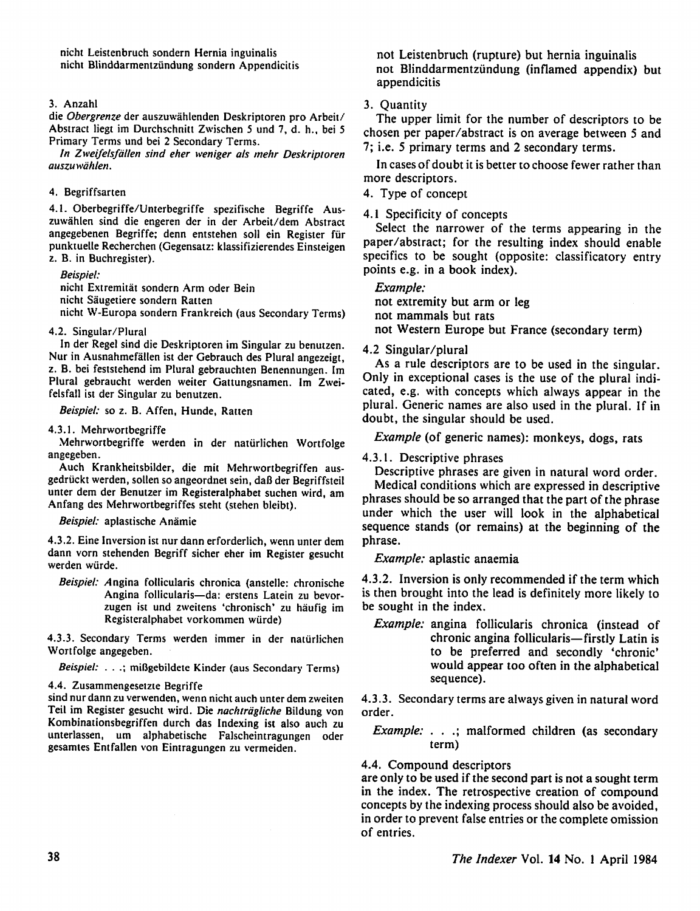nicht Leistenbruch sondern Hernia inguinalis
nicht Blinddarmentzündung sondern Appendicitis

3. Anzahl

die *Obergrenze* der auszuwählenden Deskriptoren pro Arbeit/Abstract liegt im Durchschnitt Zwischen 5 und 7, d. h., bei 5 Primary Terms und bei 2 Secondary Terms.

*In Zweifelsfällen sind eher weniger als mehr Deskriptoren auszuwählen.*

4. Begriffsarten

4.1. Oberbegriffe/Unterbegriffe spezifische Begriffe Auszuwählen sind die engeren der in der Arbeit/dem Abstract angegebenen Begriffe; denn entstehen soll ein Register für punktuelle Recherchen (Gegensatz: klassifizierendes Einsteigen z. B. in Buchregister).

*Beispiel:*
nicht Extremität sondern Arm oder Bein
nicht Säugetiere sondern Ratten
nicht W-Europa sondern Frankreich (aus Secondary Terms)

4.2. Singular/Plural

In der Regel sind die Deskriptoren im Singular zu benutzen. Nur in Ausnahmefällen ist der Gebrauch des Plural angezeigt, z. B. bei feststehend im Plural gebrauchten Benennungen. Im Plural gebraucht werden weiter Gattungsnamen. Im Zweifelsfall ist der Singular zu benutzen.

*Beispiel:* so z. B. Affen, Hunde, Ratten

4.3.1. Mehrwortbegriffe

Mehrwortbegriffe werden in der natürlichen Wortfolge angegeben.

Auch Krankheitsbilder, die mit Mehrwortbegriffen ausgedrückt werden, sollen so angeordnet sein, daß der Begriffsteil unter dem der Benutzer im Registeralphabet suchen wird, am Anfang des Mehrwortbegriffes steht (stehen bleibt).

*Beispiel:* aplastische Anämie

4.3.2. Eine Inversion ist nur dann erforderlich, wenn unter dem dann vorn stehenden Begriff sicher eher im Register gesucht werden würde.

*Beispiel:* Angina follicularis chronica (anstelle: chronische Angina follicularis—da: erstens Latein zu bevorzugen ist und zweitens 'chronisch' zu häufig im Registeralphabet vorkommen würde)

4.3.3. Secondary Terms werden immer in der natürlichen Wortfolge angegeben.

*Beispiel:* . . .; mißgebildete Kinder (aus Secondary Terms)

4.4. Zusammengesetzte Begriffe

sind nur dann zu verwenden, wenn nicht auch unter dem zweiten Teil im Register gesucht wird. Die *nachträgliche* Bildung von Kombinationsbegriffen durch das Indexing ist also auch zu unterlassen, um alphabetische Falscheintragungen oder gesamtes Entfallen von Eintragungen zu vermeiden.

not Leistenbruch (rupture) but hernia inguinalis
not Blinddarmentzündung (inflamed appendix) but appendicitis

3. Quantity

The upper limit for the number of descriptors to be chosen per paper/abstract is on average between 5 and 7; i.e. 5 primary terms and 2 secondary terms.

In cases of doubt it is better to choose fewer rather than more descriptors.

4. Type of concept

4.1 Specificity of concepts

Select the narrower of the terms appearing in the paper/abstract; for the resulting index should enable specifics to be sought (opposite: classificatory entry points e.g. in a book index).

*Example:*
not extremity but arm or leg
not mammals but rats
not Western Europe but France (secondary term)

4.2 Singular/plural

As a rule descriptors are to be used in the singular. Only in exceptional cases is the use of the plural indicated, e.g. with concepts which always appear in the plural. Generic names are also used in the plural. If in doubt, the singular should be used.

*Example* (of generic names): monkeys, dogs, rats

4.3.1. Descriptive phrases

Descriptive phrases are given in natural word order.

Medical conditions which are expressed in descriptive phrases should be so arranged that the part of the phrase under which the user will look in the alphabetical sequence stands (or remains) at the beginning of the phrase.

*Example:* aplastic anaemia

4.3.2. Inversion is only recommended if the term which is then brought into the lead is definitely more likely to be sought in the index.

*Example:* angina follicularis chronica (instead of chronic angina follicularis—firstly Latin is to be preferred and secondly 'chronic' would appear too often in the alphabetical sequence).

4.3.3. Secondary terms are always given in natural word order.

*Example:* . . .; malformed children (as secondary term)

4.4. Compound descriptors

are only to be used if the second part is not a sought term in the index. The retrospective creation of compound concepts by the indexing process should also be avoided, in order to prevent false entries or the complete omission of entries.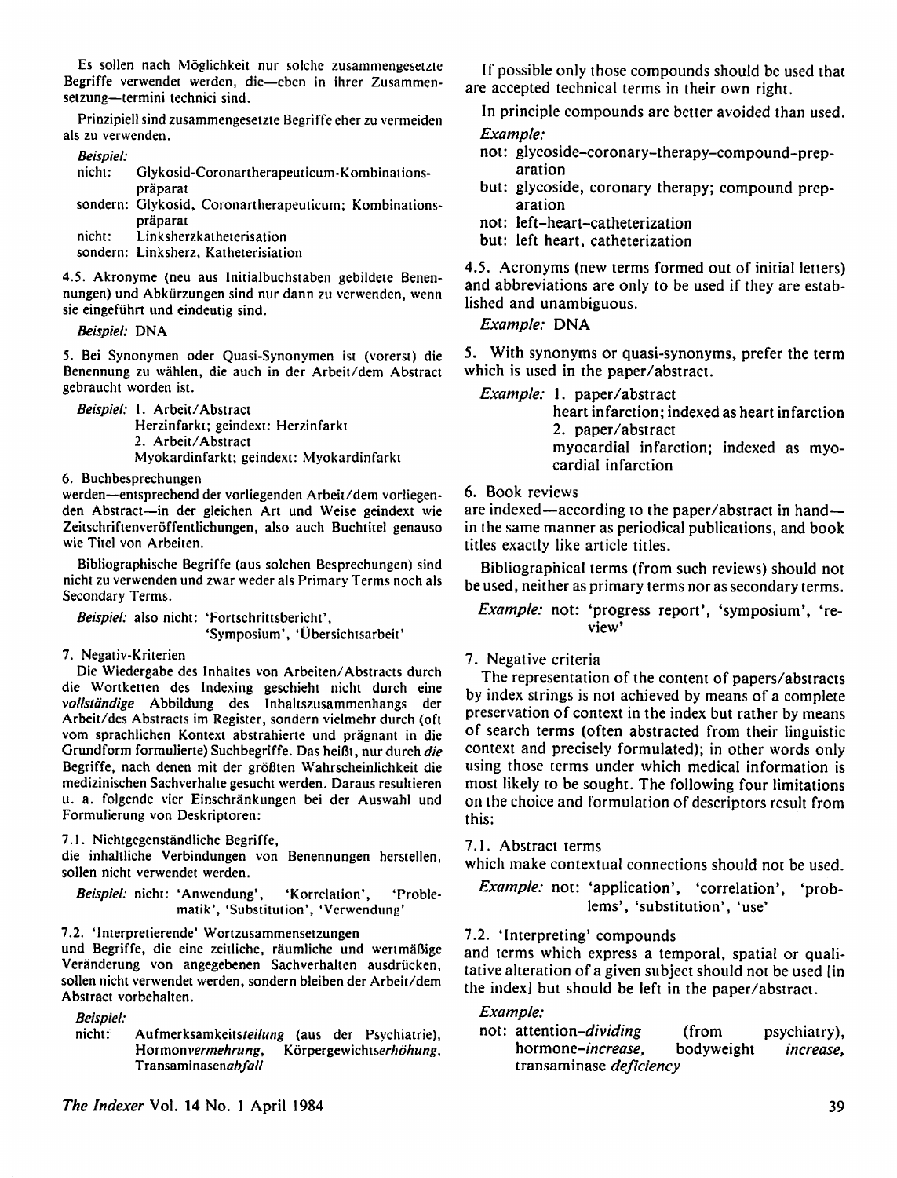Es sollen nach Möglichkeit nur solche zusammengesetzte Begriffe verwendet werden, die—eben in ihrer Zusammensetzung—termini technici sind.

Prinzipiell sind zusammengesetzte Begriffe eher zu vermeiden als zu verwenden.

*Beispiel:*
nicht: Glykosid-Coronartherapeuticum-Kombinationspräparat
sondern: Glykosid, Coronartherapeuticum; Kombinationspräparat
nicht: Linksherzkatheterisation
sondern: Linksherz, Katheterisiation

4.5. Akronyme (neu aus Initialbuchstaben gebildete Benennungen) und Abkürzungen sind nur dann zu verwenden, wenn sie eingeführt und eindeutig sind.

*Beispiel:* DNA

5. Bei Synonymen oder Quasi-Synonymen ist (vorerst) die Benennung zu wählen, die auch in der Arbeit/dem Abstract gebraucht worden ist.

*Beispiel:* 1. Arbeit/Abstract
Herzinfarkt; geindext: Herzinfarkt
2. Arbeit/Abstract
Myokardinfarkt; geindext: Myokardinfarkt

6. Buchbesprechungen
werden—entsprechend der vorliegenden Arbeit/dem vorliegenden Abstract—in der gleichen Art und Weise geindext wie Zeitschriftenveröffentlichungen, also auch Buchtitel genauso wie Titel von Arbeiten.

Bibliographische Begriffe (aus solchen Besprechungen) sind nicht zu verwenden und zwar weder als Primary Terms noch als Secondary Terms.

*Beispiel:* also nicht: 'Fortschrittsbericht', 'Symposium', 'Übersichtsarbeit'

7. Negativ-Kriterien
Die Wiedergabe des Inhaltes von Arbeiten/Abstracts durch die Wortketten des Indexing geschieht nicht durch eine *vollständige* Abbildung des Inhaltszusammenhangs der Arbeit/des Abstracts im Register, sondern vielmehr durch (oft vom sprachlichen Kontext abstrahierte und prägnant in die Grundform formulierte) Suchbegriffe. Das heißt, nur durch *die* Begriffe, nach denen mit der größten Wahrscheinlichkeit die medizinischen Sachverhalte gesucht werden. Daraus resultieren u. a. folgende vier Einschränkungen bei der Auswahl und Formulierung von Deskriptoren:

7.1. Nichtgegenständliche Begriffe,
die inhaltliche Verbindungen von Benennungen herstellen, sollen nicht verwendet werden.

*Beispiel:* nicht: 'Anwendung', 'Korrelation', 'Problematik', 'Substitution', 'Verwendung'

7.2. 'Interpretierende' Wortzusammensetzungen
und Begriffe, die eine zeitliche, räumliche und wertmäßige Veränderung von angegebenen Sachverhalten ausdrücken, sollen nicht verwendet werden, sondern bleiben der Arbeit/dem Abstract vorbehalten.

*Beispiel:*
nicht: Aufmerksamkeits*teilung* (aus der Psychiatrie), Hormon*vermehrung*, Körpergewichts*erhöhung*, Transaminasen*abfall*

If possible only those compounds should be used that are accepted technical terms in their own right.

In principle compounds are better avoided than used.

*Example:*
not: glycoside-coronary-therapy-compound-preparation
but: glycoside, coronary therapy; compound preparation
not: left-heart-catheterization
but: left heart, catheterization

4.5. Acronyms (new terms formed out of initial letters) and abbreviations are only to be used if they are established and unambiguous.

*Example:* DNA

5. With synonyms or quasi-synonyms, prefer the term which is used in the paper/abstract.

*Example:* 1. paper/abstract
heart infarction; indexed as heart infarction
2. paper/abstract
myocardial infarction; indexed as myocardial infarction

6. Book reviews
are indexed—according to the paper/abstract in hand—in the same manner as periodical publications, and book titles exactly like article titles.

Bibliographical terms (from such reviews) should not be used, neither as primary terms nor as secondary terms.

*Example:* not: 'progress report', 'symposium', 'review'

7. Negative criteria
The representation of the content of papers/abstracts by index strings is not achieved by means of a complete preservation of context in the index but rather by means of search terms (often abstracted from their linguistic context and precisely formulated); in other words only using those terms under which medical information is most likely to be sought. The following four limitations on the choice and formulation of descriptors result from this:

7.1. Abstract terms
which make contextual connections should not be used.

*Example:* not: 'application', 'correlation', 'problems', 'substitution', 'use'

7.2. 'Interpreting' compounds
and terms which express a temporal, spatial or qualitative alteration of a given subject should not be used [in the index] but should be left in the paper/abstract.

*Example:*
not: attention-*dividing* (from psychiatry), hormone-*increase*, bodyweight *increase*, transaminase *deficiency*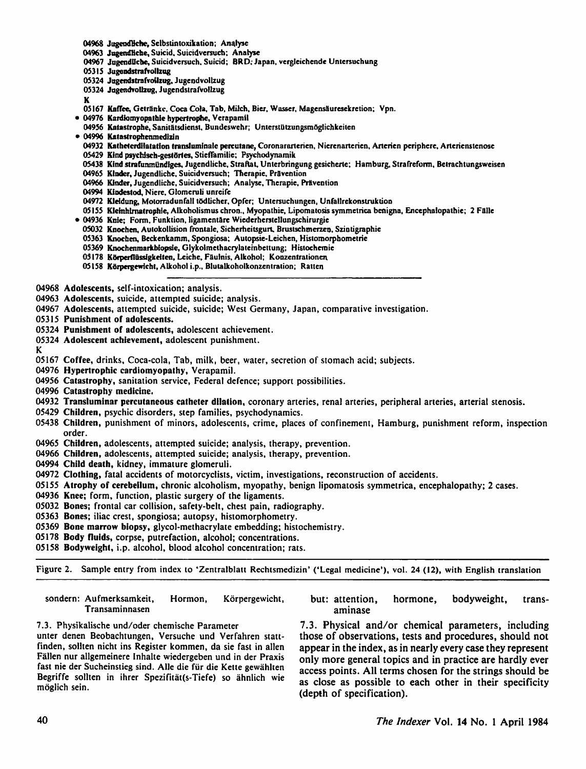04968 **Jugendliche,** Selbstintoxikation; Analyse
04963 **Jugendliche,** Suicid, Suicidversuch; Analyse
04967 **Jugendliche,** Suicidversuch, Suicid; BRD, Japan, vergleichende Untersuchung
05315 **Jugendstrafvollzug**
05324 **Jugendstrafvollzug,** Jugendvollzug
05324 **Jugendvollzug,** Jugendstrafvollzug
K
05167 **Kaffee,** Getränke, Coca Cola, Tab, Milch, Bier, Wasser, Magensäuresekretion; Vpn.
• 04976 **Kardiomyopathie hypertrophe,** Verapamil
04956 **Katastrophe,** Sanitätsdienst, Bundeswehr; Unterstützungsmöglichkeiten
• 04996 **Katastrophenmedizin**
04932 **Katheterdilatation transluminale percutane,** Coronararterien, Nierenarterien, Arterien periphere, Arterienstenose
05429 **Kind psychisch-gestörtes,** Stieffamilie; Psychodynamik
05438 **Kind strafunmündiges,** Jugendliche, Straftat, Unterbringung gesicherte; Hamburg, Strafreform, Betrachtungsweisen
04965 **Kinder,** Jugendliche, Suicidversuch; Therapie, Prävention
04966 **Kinder,** Jugendliche, Suicidversuch; Analyse, Therapie, Prävention
04994 **Kindestod,** Niere, Glomeruli unreife
04972 **Kleidung,** Motorradunfall tödlicher, Opfer; Untersuchungen, Unfallrekonstruktion
05155 **Kleinhirnatrophie,** Alkoholismus chron., Myopathie, Lipomatosis symmetrica benigna, Encephalopathie; 2 Fälle
• 04936 **Knie;** Form, Funktion, ligamentäre Wiederherstellungschirurgie
05032 **Knochen,** Autokollision frontale, Sicherheitsgurt, Brustschmerzen, Szintigraphie
05363 **Knochen,** Beckenkamm, Spongiosa; Autopsie-Leichen, Histomorphometrie
05369 **Knochenmarkbiopsie,** Glykolmethacrylateinbettung; Histochemie
05178 **Körperflüssigkeiten,** Leiche, Fäulnis, Alkohol; Konzentrationen
05158 **Körpergewicht,** Alkohol i.p., Blutalkoholkonzentration; Ratten

---

04968 **Adolescents,** self-intoxication; analysis.
04963 **Adolescents,** suicide, attempted suicide; analysis.
04967 **Adolescents,** attempted suicide, suicide; West Germany, Japan, comparative investigation.
05315 **Punishment of adolescents.**
05324 **Punishment of adolescents,** adolescent achievement.
05324 **Adolescent achievement,** adolescent punishment.
K
05167 **Coffee,** drinks, Coca-cola, Tab, milk, beer, water, secretion of stomach acid; subjects.
04976 **Hypertrophic cardiomyopathy,** Verapamil.
04956 **Catastrophy,** sanitation service, Federal defence; support possibilities.
04996 **Catastrophy medicine.**
04932 **Transluminar percutaneous catheter dilation,** coronary arteries, renal arteries, peripheral arteries, arterial stenosis.
05429 **Children,** psychic disorders, step families, psychodynamics.
05438 **Children,** punishment of minors, adolescents, crime, places of confinement, Hamburg, punishment reform, inspection order.
04965 **Children,** adolescents, attempted suicide; analysis, therapy, prevention.
04966 **Children,** adolescents, attempted suicide; analysis, therapy, prevention.
04994 **Child death,** kidney, immature glomeruli.
04972 **Clothing,** fatal accidents of motorcyclists, victim, investigations, reconstruction of accidents.
05155 **Atrophy of cerebellum,** chronic alcoholism, myopathy, benign lipomatosis symmetrica, encephalopathy; 2 cases.
04936 **Knee;** form, function, plastic surgery of the ligaments.
05032 **Bones;** frontal car collision, safety-belt, chest pain, radiography.
05363 **Bones;** iliac crest, spongiosa; autopsy, histomorphometry.
05369 **Bone marrow biopsy,** glycol-methacrylate embedding; histochemistry.
05178 **Body fluids,** corpse, putrefaction, alcohol; concentrations.
05158 **Bodyweight,** i.p. alcohol, blood alcohol concentration; rats.

Figure 2. Sample entry from index to 'Zentralblatt Rechtsmedizin' ('Legal medicine'), vol. 24 (12), with English translation

sondern: Aufmerksamkeit, Hormon, Körpergewicht, Transaminnasen

7.3. Physikalische und/oder chemische Parameter unter denen Beobachtungen, Versuche und Verfahren stattfinden, sollten nicht ins Register kommen, da sie fast in allen Fällen nur allgemeinere Inhalte wiedergeben und in der Praxis fast nie der Sucheinstieg sind. Alle die für die Kette gewählten Begriffe sollten in ihrer Spezifität(s-Tiefe) so ähnlich wie möglich sein.

but: attention, hormone, bodyweight, transaminase

7.3. Physical and/or chemical parameters, including those of observations, tests and procedures, should not appear in the index, as in nearly every case they represent only more general topics and in practice are hardly ever access points. All terms chosen for the strings should be as close as possible to each other in their specificity (depth of specification).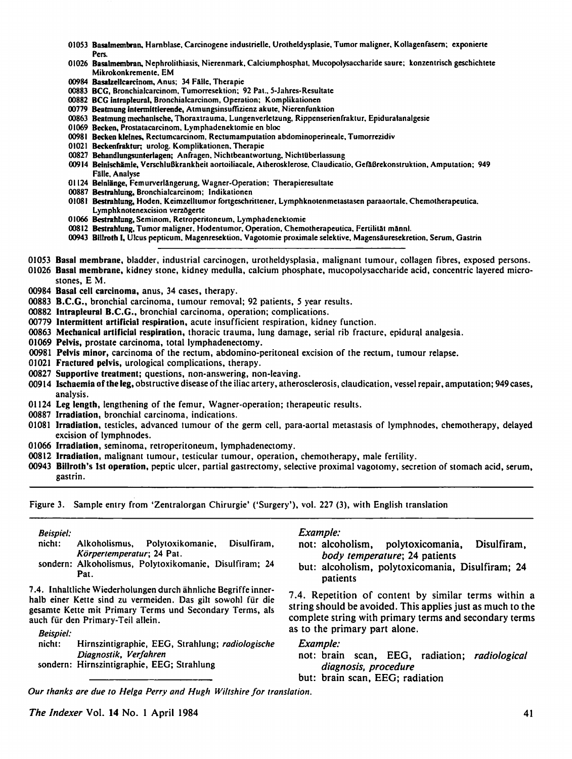01053 **Basalmembran**, Harnblase, Carcinogene industrielle, Urotheldysplasie, Tumor maligner, Kollagenfasern; exponierte Pers.
01026 **Basalmembran**, Nephrolithiasis, Nierenmark, Calciumphosphat, Mucopolysaccharide saure; konzentrisch geschichtete Mikrokonkremente, EM
00984 **Basalzellcarcinom**, Anus; 34 Fälle, Therapie
00883 **BCG**, Bronchialcarcinom, Tumorresektion; 92 Pat., 5-Jahres-Resultate
00882 **BCG intrapleural**, Bronchialcarcinom, Operation; Komplikationen
00779 **Beatmung intermittierende**, Atmungsinsuffizienz akute, Nierenfunktion
00863 **Beatmung mechanische**, Thoraxtrauma, Lungenverletzung, Rippenserienfraktur, Epiduralanalgesie
01069 **Becken**, Prostatacarcinom, Lymphadenektomie en bloc
00981 **Becken kleines**, Rectumcarcinom, Rectumamputation abdominoperineale, Tumorrezidiv
01021 **Beckenfraktur**; urolog. Komplikationen, Therapie
00827 **Behandlungsunterlagen**; Anfragen, Nichtbeantwortung, Nichtüberlassung
00914 **Beinischämie**, Verschlußkrankheit aortoiliacale, Atherosklerose, Claudicatio, Gefäßrekonstruktion, Amputation; 949 Fälle, Analyse
01124 **Beinlänge**, Femurverlängerung, Wagner-Operation; Therapieresultate
00887 **Bestrahlung**, Bronchialcarcinom; Indikationen
01081 **Bestrahlung**, Hoden, Keimzelltumor fortgeschrittener, Lymphknotenmetastasen paraaortale, Chemotherapeutica, Lymphknotenexcision verzögerte
01066 **Bestrahlung**, Seminom, Retroperitoneum, Lymphadenektomie
00812 **Bestrahlung**, Tumor maligner, Hodentumor, Operation, Chemotherapeutica, Fertilität männl.
00943 **Billroth I**, Ulcus pepticum, Magenresektion, Vagotomie proximale selektive, Magensäuresekretion, Serum, Gastrin

---

01053 **Basal membrane**, bladder, industrial carcinogen, urotheldysplasia, malignant tumour, collagen fibres, exposed persons.
01026 **Basal membrane**, kidney stone, kidney medulla, calcium phosphate, mucopolysaccharide acid, concentric layered microstones, E M.
00984 **Basal cell carcinoma**, anus, 34 cases, therapy.
00883 **B.C.G.**, bronchial carcinoma, tumour removal; 92 patients, 5 year results.
00882 **Intrapleural B.C.G.**, bronchial carcinoma, operation; complications.
00779 **Intermittent artificial respiration**, acute insufficient respiration, kidney function.
00863 **Mechanical artificial respiration**, thoracic trauma, lung damage, serial rib fracture, epidural analgesia.
01069 **Pelvis**, prostate carcinoma, total lymphadenectomy.
00981 **Pelvis minor**, carcinoma of the rectum, abdomino-peritoneal excision of the rectum, tumour relapse.
01021 **Fractured pelvis**, urological complications, therapy.
00827 **Supportive treatment**; questions, non-answering, non-leaving.
00914 **Ischaemia of the leg**, obstructive disease of the iliac artery, atherosclerosis, claudication, vessel repair, amputation; 949 cases, analysis.
01124 **Leg length**, lengthening of the femur, Wagner-operation; therapeutic results.
00887 **Irradiation**, bronchial carcinoma, indications.
01081 **Irradiation**, testicles, advanced tumour of the germ cell, para-aortal metastasis of lymphnodes, chemotherapy, delayed excision of lymphnodes.
01066 **Irradiation**, seminoma, retroperitoneum, lymphadenectomy.
00812 **Irradiation**, malignant tumour, testicular tumour, operation, chemotherapy, male fertility.
00943 **Billroth's 1st operation**, peptic ulcer, partial gastrectomy, selective proximal vagotomy, secretion of stomach acid, serum, gastrin.

---

Figure 3. Sample entry from 'Zentralorgan Chirurgie' ('Surgery'), vol. 227 (3), with English translation

---

*Beispiel:*
nicht: Alkoholismus, Polytoxikomanie, Disulfiram, *Körpertemperatur*; 24 Pat.
sondern: Alkoholismus, Polytoxikomanie, Disulfiram; 24 Pat.

7.4. Inhaltliche Wiederholungen durch ähnliche Begriffe innerhalb einer Kette sind zu vermeiden. Das gilt sowohl für die gesamte Kette mit Primary Terms und Secondary Terms, als auch für den Primary-Teil allein.

*Beispiel:*
nicht: Hirnszintigraphie, EEG, Strahlung; *radiologische Diagnostik, Verfahren*
sondern: Hirnszintigraphie, EEG; Strahlung

*Example:*
not: alcoholism, polytoxicomania, Disulfiram, *body temperature*; 24 patients
but: alcoholism, polytoxicomania, Disulfiram; 24 patients

7.4. Repetition of content by similar terms within a string should be avoided. This applies just as much to the complete string with primary terms and secondary terms as to the primary part alone.

*Example:*
not: brain scan, EEG, radiation; *radiological diagnosis, procedure*
but: brain scan, EEG; radiation

*Our thanks are due to Helga Perry and Hugh Wiltshire for translation.*